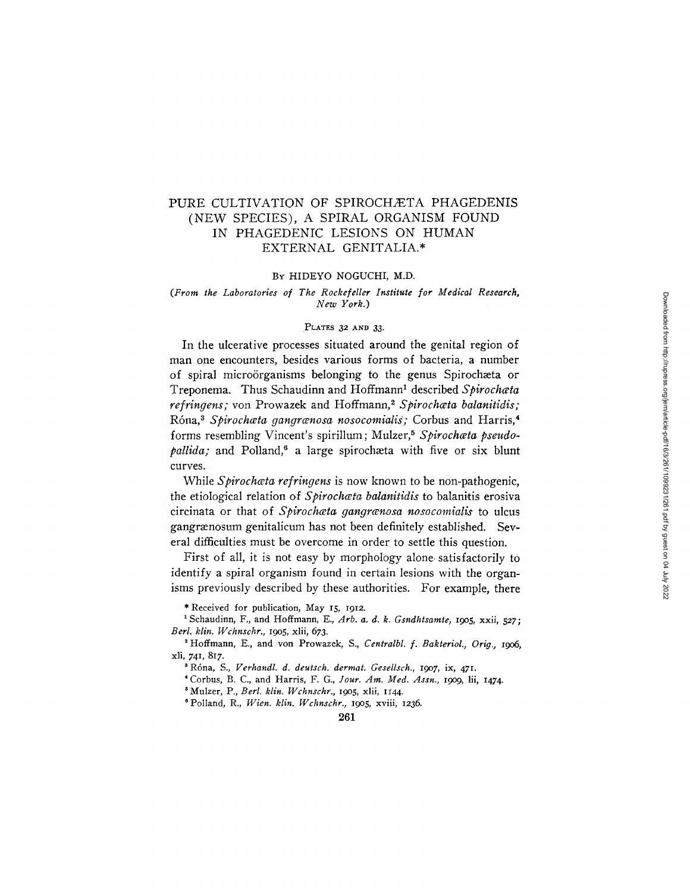# PURE CULTIVATION OF SPIROCHÆTA PHAGEDENIS (NEW SPECIES), A SPIRAL ORGANISM FOUND IN PHAGEDENIC LESIONS ON HUMAN EXTERNAL GENITALIA.*

By HIDEYO NOGUCHI, M.D.

*(From the Laboratories of The Rockefeller Institute for Medical Research, New York.)*

PLATES 32 AND 33.

In the ulcerative processes situated around the genital region of man one encounters, besides various forms of bacteria, a number of spiral microörganisms belonging to the genus Spirochæta or Treponema. Thus Schaudinn and Hoffmann[1] described *Spirochæta refringens;* von Prowazek and Hoffmann,[2] *Spirochæta balanitidis;* Róna,[3] *Spirochæta gangrænosa nosocomialis;* Corbus and Harris,[4] forms resembling Vincent's spirillum; Mulzer,[5] *Spirochæta pseudopallida;* and Polland,[6] a large spirochæta with five or six blunt curves.

While *Spirochæta refringens* is now known to be non-pathogenic, the etiological relation of *Spirochæta balanitidis* to balanitis erosiva circinata or that of *Spirochæta gangrænosa nosocomialis* to ulcus gangrænosum genitalicum has not been definitely established. Several difficulties must be overcome in order to settle this question.

First of all, it is not easy by morphology alone satisfactorily to identify a spiral organism found in certain lesions with the organisms previously described by these authorities. For example, there

\* Received for publication, May 15, 1912.

[1] Schaudinn, F., and Hoffmann, E., *Arb. a. d. k. Gsndhtsamte,* 1905, xxii, 527; *Berl. klin. Wchnschr.,* 1905, xlii, 673.

[2] Hoffmann, E., and von Prowazek, S., *Centralbl. f. Bakteriol., Orig.,* 1906, xli, 741, 817.

[3] Róna, S., *Verhandl. d. deutsch. dermat. Gesellsch.,* 1907, ix, 471.

[4] Corbus, B. C., and Harris, F. G., *Jour. Am. Med. Assn.,* 1909, lii, 1474.

[5] Mulzer, P., *Berl. klin. Wchnschr.,* 1905, xlii, 1144.

[6] Polland, R., *Wien. klin. Wchnschr.,* 1905, xviii, 1236.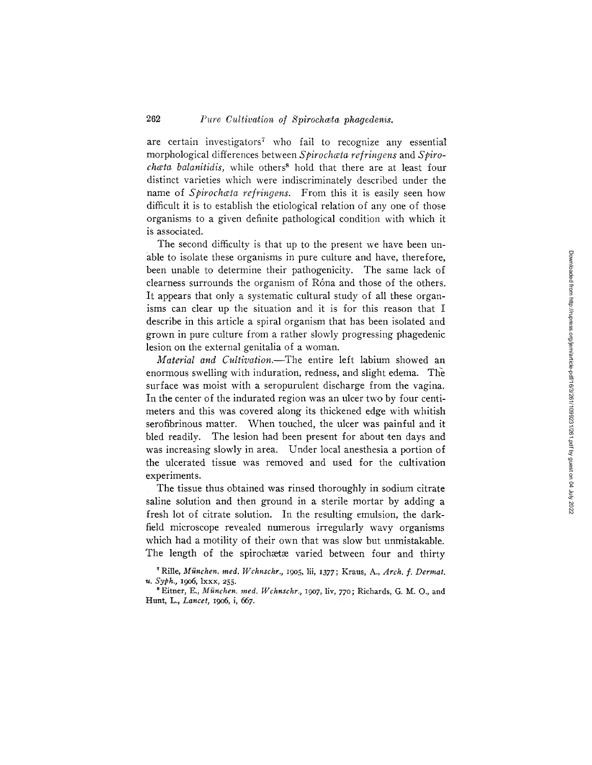are certain investigators[7] who fail to recognize any essential morphological differences between *Spirochæta refringens* and *Spirochæta balanitidis,* while others[8] hold that there are at least four distinct varieties which were indiscriminately described under the name of *Spirochæta refringens.* From this it is easily seen how difficult it is to establish the etiological relation of any one of those organisms to a given definite pathological condition with which it is associated.

The second difficulty is that up to the present we have been unable to isolate these organisms in pure culture and have, therefore, been unable to determine their pathogenicity. The same lack of clearness surrounds the organism of Róna and those of the others. It appears that only a systematic cultural study of all these organisms can clear up the situation and it is for this reason that I describe in this article a spiral organism that has been isolated and grown in pure culture from a rather slowly progressing phagedenic lesion on the external genitalia of a woman.

*Material and Cultivation.*—The entire left labium showed an enormous swelling with induration, redness, and slight edema. The surface was moist with a seropurulent discharge from the vagina. In the center of the indurated region was an ulcer two by four centimeters and this was covered along its thickened edge with whitish serofibrinous matter. When touched, the ulcer was painful and it bled readily. The lesion had been present for about ten days and was increasing slowly in area. Under local anesthesia a portion of the ulcerated tissue was removed and used for the cultivation experiments.

The tissue thus obtained was rinsed thoroughly in sodium citrate saline solution and then ground in a sterile mortar by adding a fresh lot of citrate solution. In the resulting emulsion, the dark-field microscope revealed numerous irregularly wavy organisms which had a motility of their own that was slow but unmistakable. The length of the spirochætæ varied between four and thirty

[7] Rille, *München. med. Wchnschr.,* 1905, lii, 1377; Kraus, A., *Arch. f. Dermat. u. Syph.,* 1906, lxxx, 255.

[8] Eitner, E., *München. med. Wchnschr.,* 1907, liv, 770; Richards, G. M. O., and Hunt, L., *Lancet,* 1906, i, 667.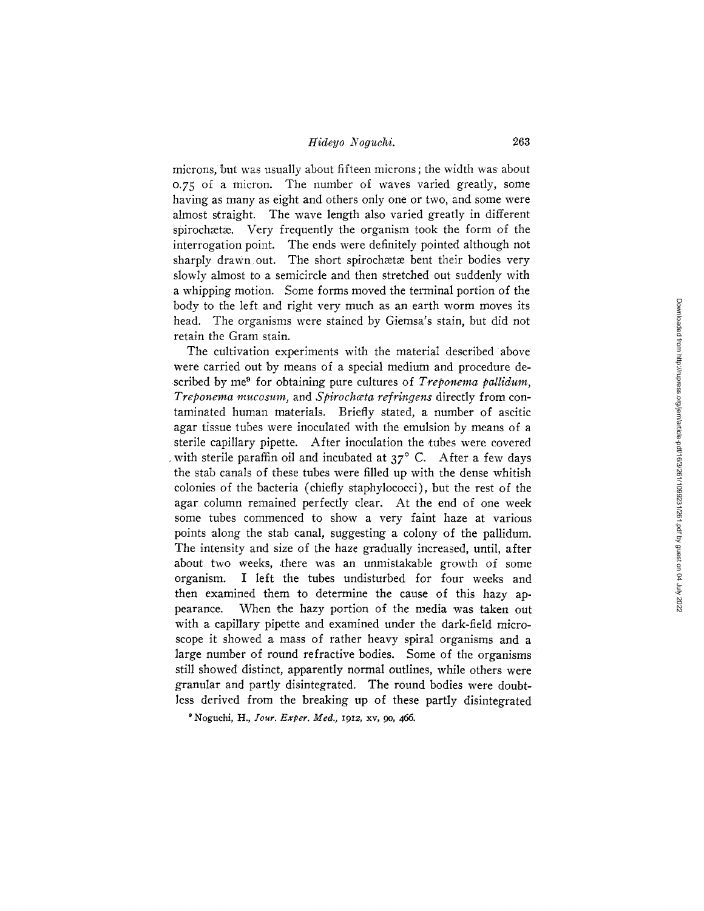microns, but was usually about fifteen microns; the width was about 0.75 of a micron. The number of waves varied greatly, some having as many as eight and others only one or two, and some were almost straight. The wave length also varied greatly in different spirochætæ. Very frequently the organism took the form of the interrogation point. The ends were definitely pointed although not sharply drawn out. The short spirochætæ bent their bodies very slowly almost to a semicircle and then stretched out suddenly with a whipping motion. Some forms moved the terminal portion of the body to the left and right very much as an earth worm moves its head. The organisms were stained by Giemsa's stain, but did not retain the Gram stain.

The cultivation experiments with the material described above were carried out by means of a special medium and procedure described by me[9] for obtaining pure cultures of *Treponema pallidum*, *Treponema mucosum*, and *Spirochæta refringens* directly from contaminated human materials. Briefly stated, a number of ascitic agar tissue tubes were inoculated with the emulsion by means of a sterile capillary pipette. After inoculation the tubes were covered with sterile paraffin oil and incubated at 37° C. After a few days the stab canals of these tubes were filled up with the dense whitish colonies of the bacteria (chiefly staphylococci), but the rest of the agar column remained perfectly clear. At the end of one week some tubes commenced to show a very faint haze at various points along the stab canal, suggesting a colony of the pallidum. The intensity and size of the haze gradually increased, until, after about two weeks, there was an unmistakable growth of some organism. I left the tubes undisturbed for four weeks and then examined them to determine the cause of this hazy appearance. When the hazy portion of the media was taken out with a capillary pipette and examined under the dark-field microscope it showed a mass of rather heavy spiral organisms and a large number of round refractive bodies. Some of the organisms still showed distinct, apparently normal outlines, while others were granular and partly disintegrated. The round bodies were doubtless derived from the breaking up of these partly disintegrated

[9] Noguchi, H., *Jour. Exper. Med.*, 1912, xv, 90, 466.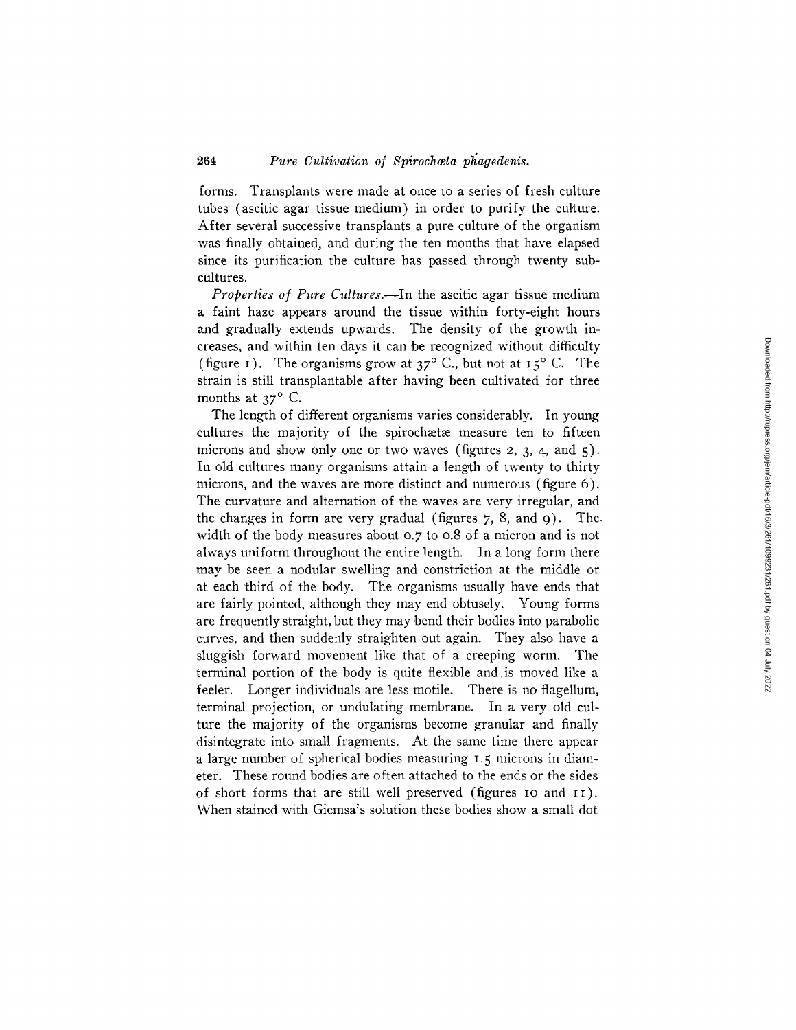forms. Transplants were made at once to a series of fresh culture tubes (ascitic agar tissue medium) in order to purify the culture. After several successive transplants a pure culture of the organism was finally obtained, and during the ten months that have elapsed since its purification the culture has passed through twenty subcultures.

*Properties of Pure Cultures.*—In the ascitic agar tissue medium a faint haze appears around the tissue within forty-eight hours and gradually extends upwards. The density of the growth increases, and within ten days it can be recognized without difficulty (figure 1). The organisms grow at 37° C., but not at 15° C. The strain is still transplantable after having been cultivated for three months at 37° C.

The length of different organisms varies considerably. In young cultures the majority of the spirochætæ measure ten to fifteen microns and show only one or two waves (figures 2, 3, 4, and 5). In old cultures many organisms attain a length of twenty to thirty microns, and the waves are more distinct and numerous (figure 6). The curvature and alternation of the waves are very irregular, and the changes in form are very gradual (figures 7, 8, and 9). The width of the body measures about 0.7 to 0.8 of a micron and is not always uniform throughout the entire length. In a long form there may be seen a nodular swelling and constriction at the middle or at each third of the body. The organisms usually have ends that are fairly pointed, although they may end obtusely. Young forms are frequently straight, but they may bend their bodies into parabolic curves, and then suddenly straighten out again. They also have a sluggish forward movement like that of a creeping worm. The terminal portion of the body is quite flexible and is moved like a feeler. Longer individuals are less motile. There is no flagellum, terminal projection, or undulating membrane. In a very old culture the majority of the organisms become granular and finally disintegrate into small fragments. At the same time there appear a large number of spherical bodies measuring 1.5 microns in diameter. These round bodies are often attached to the ends or the sides of short forms that are still well preserved (figures 10 and 11). When stained with Giemsa's solution these bodies show a small dot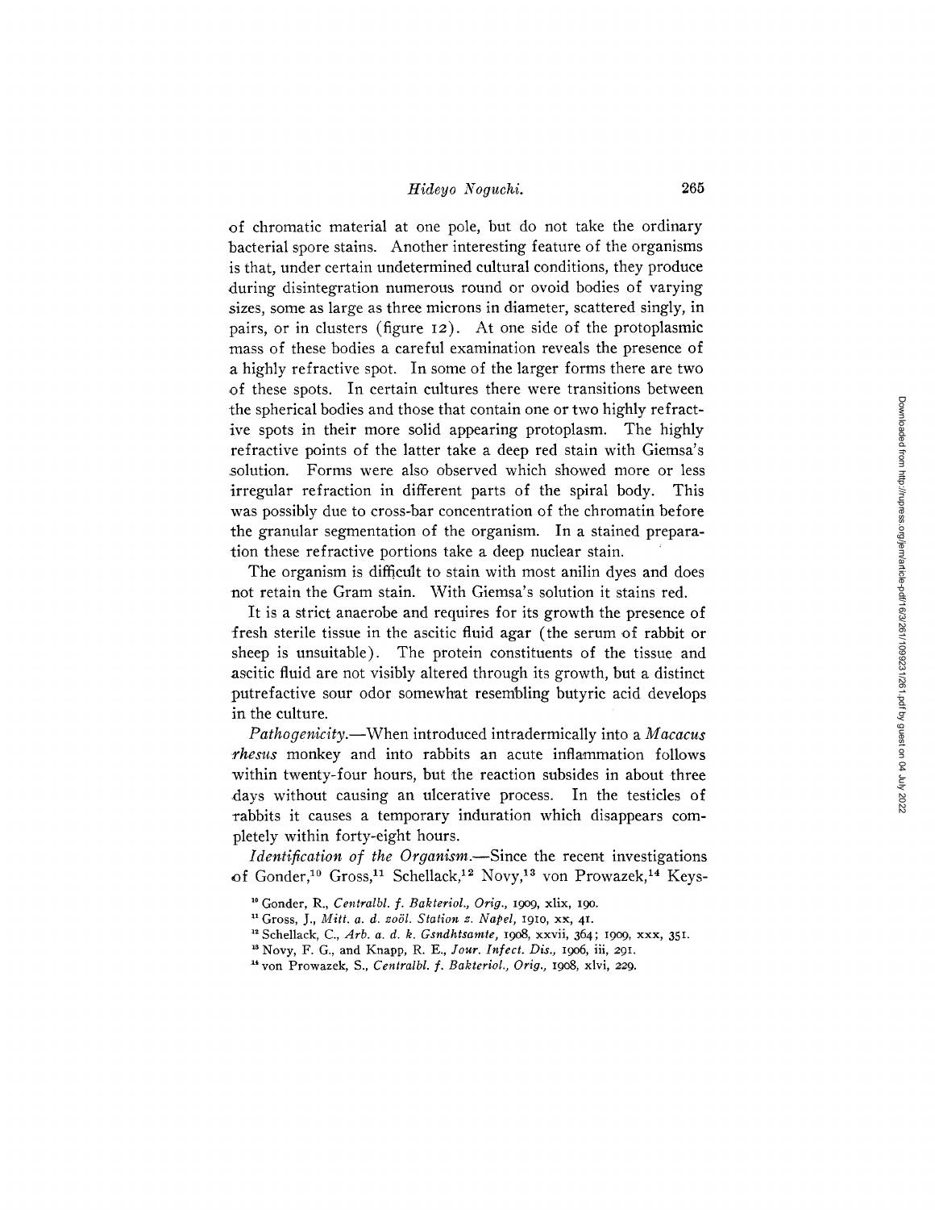of chromatic material at one pole, but do not take the ordinary bacterial spore stains. Another interesting feature of the organisms is that, under certain undetermined cultural conditions, they produce during disintegration numerous round or ovoid bodies of varying sizes, some as large as three microns in diameter, scattered singly, in pairs, or in clusters (figure 12). At one side of the protoplasmic mass of these bodies a careful examination reveals the presence of a highly refractive spot. In some of the larger forms there are two of these spots. In certain cultures there were transitions between the spherical bodies and those that contain one or two highly refractive spots in their more solid appearing protoplasm. The highly refractive points of the latter take a deep red stain with Giemsa's solution. Forms were also observed which showed more or less irregular refraction in different parts of the spiral body. This was possibly due to cross-bar concentration of the chromatin before the granular segmentation of the organism. In a stained preparation these refractive portions take a deep nuclear stain.

The organism is difficult to stain with most anilin dyes and does not retain the Gram stain. With Giemsa's solution it stains red.

It is a strict anaerobe and requires for its growth the presence of fresh sterile tissue in the ascitic fluid agar (the serum of rabbit or sheep is unsuitable). The protein constituents of the tissue and ascitic fluid are not visibly altered through its growth, but a distinct putrefactive sour odor somewhat resembling butyric acid develops in the culture.

*Pathogenicity.*—When introduced intradermically into a *Macacus rhesus* monkey and into rabbits an acute inflammation follows within twenty-four hours, but the reaction subsides in about three days without causing an ulcerative process. In the testicles of rabbits it causes a temporary induration which disappears completely within forty-eight hours.

*Identification of the Organism.*—Since the recent investigations of Gonder,[10] Gross,[11] Schellack,[12] Novy,[13] von Prowazek,[14] Keys-

[10] Gonder, R., *Centralbl. f. Bakteriol., Orig.*, 1909, xlix, 190.

[11] Gross, J., *Mitt. a. d. zoöl. Station z. Napel*, 1910, xx, 41.

[12] Schellack, C., *Arb. a. d. k. Gsndhtsamte*, 1908, xxvii, 364; 1909, xxx, 351.

[13] Novy, F. G., and Knapp, R. E., *Jour. Infect. Dis.*, 1906, iii, 291.

[14] von Prowazek, S., *Centralbl. f. Bakteriol., Orig.*, 1908, xlvi, 229.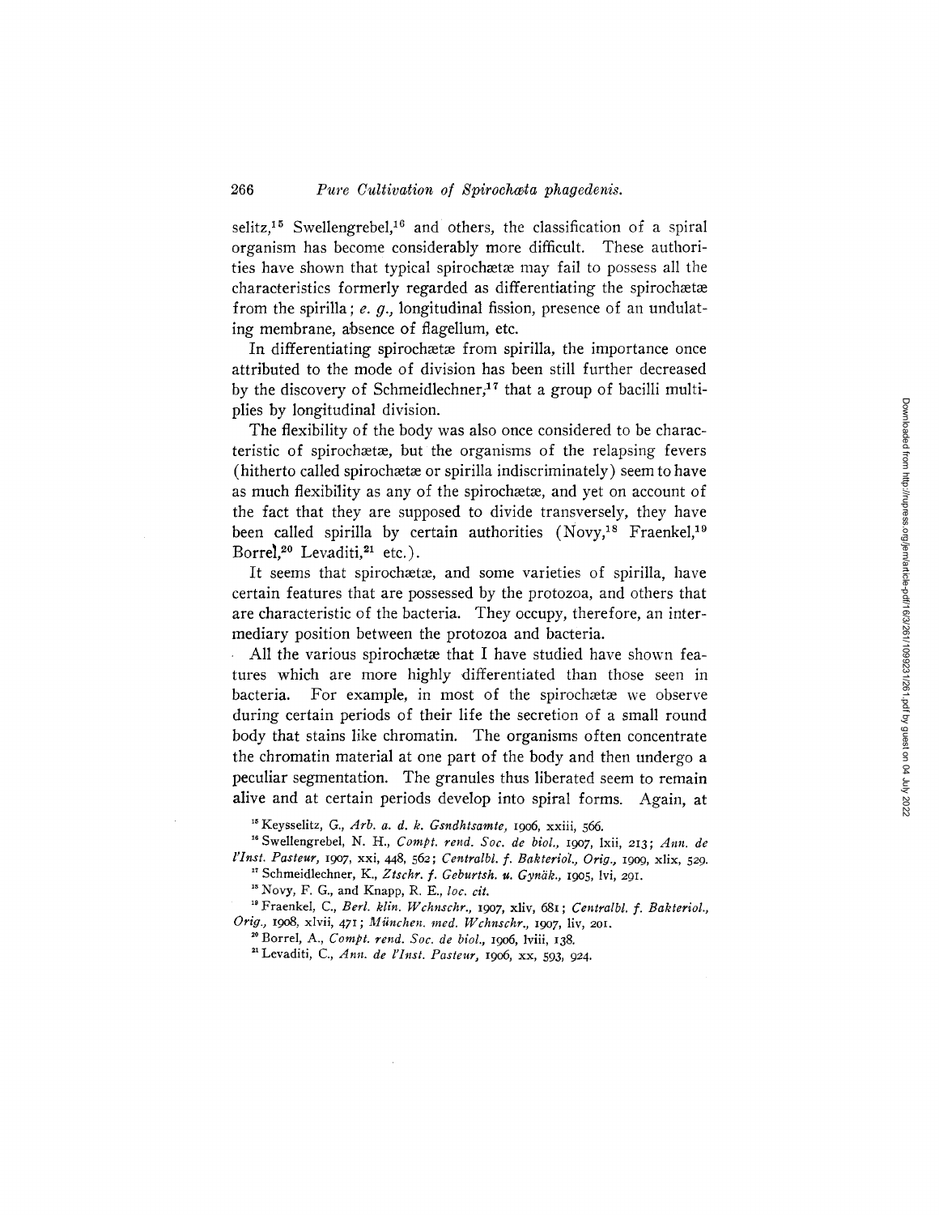selitz,[15] Swellengrebel,[16] and others, the classification of a spiral organism has become considerably more difficult. These authorities have shown that typical spirochætæ may fail to possess all the characteristics formerly regarded as differentiating the spirochætæ from the spirilla; *e. g.,* longitudinal fission, presence of an undulating membrane, absence of flagellum, etc.

In differentiating spirochætæ from spirilla, the importance once attributed to the mode of division has been still further decreased by the discovery of Schmeidlechner,[17] that a group of bacilli multiplies by longitudinal division.

The flexibility of the body was also once considered to be characteristic of spirochætæ, but the organisms of the relapsing fevers (hitherto called spirochætæ or spirilla indiscriminately) seem to have as much flexibility as any of the spirochætæ, and yet on account of the fact that they are supposed to divide transversely, they have been called spirilla by certain authorities (Novy,[18] Fraenkel,[19] Borrel,[20] Levaditi,[21] etc.).

It seems that spirochætæ, and some varieties of spirilla, have certain features that are possessed by the protozoa, and others that are characteristic of the bacteria. They occupy, therefore, an intermediary position between the protozoa and bacteria.

All the various spirochætæ that I have studied have shown features which are more highly differentiated than those seen in bacteria. For example, in most of the spirochætæ we observe during certain periods of their life the secretion of a small round body that stains like chromatin. The organisms often concentrate the chromatin material at one part of the body and then undergo a peculiar segmentation. The granules thus liberated seem to remain alive and at certain periods develop into spiral forms. Again, at

[15] Keysselitz, G., *Arb. a. d. k. Gsndhtsamte,* 1906, xxiii, 566.

[16] Swellengrebel, N. H., *Compt. rend. Soc. de biol.,* 1907, lxii, 213; *Ann. de l'Inst. Pasteur,* 1907, xxi, 448, 562; *Centralbl. f. Bakteriol., Orig.,* 1909, xlix, 529.

[17] Schmeidlechner, K., *Ztschr. f. Geburtsh. u. Gynäk.,* 1905, lvi, 291.

[18] Novy, F. G., and Knapp, R. E., *loc. cit.*

[19] Fraenkel, C., *Berl. klin. Wchnschr.,* 1907, xliv, 681; *Centralbl. f. Bakteriol., Orig.,* 1908, xlvii, 471; *München. med. Wchnschr.,* 1907, liv, 201.

[20] Borrel, A., *Compt. rend. Soc. de biol.,* 1906, lviii, 138.

[21] Levaditi, C., *Ann. de l'Inst. Pasteur,* 1906, xx, 593, 924.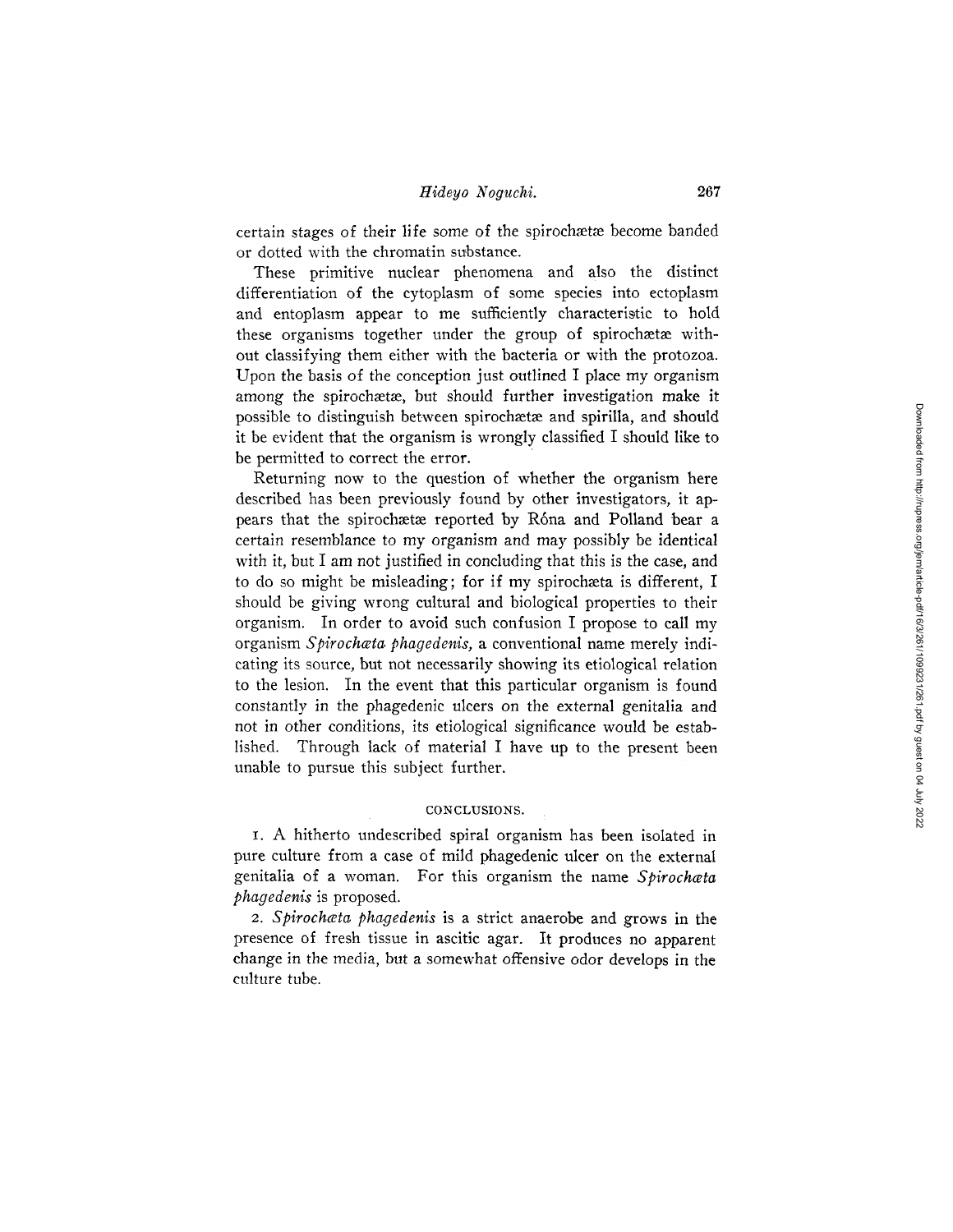certain stages of their life some of the spirochætæ become banded or dotted with the chromatin substance.

These primitive nuclear phenomena and also the distinct differentiation of the cytoplasm of some species into ectoplasm and entoplasm appear to me sufficiently characteristic to hold these organisms together under the group of spirochætæ without classifying them either with the bacteria or with the protozoa. Upon the basis of the conception just outlined I place my organism among the spirochætæ, but should further investigation make it possible to distinguish between spirochætæ and spirilla, and should it be evident that the organism is wrongly classified I should like to be permitted to correct the error.

Returning now to the question of whether the organism here described has been previously found by other investigators, it appears that the spirochætæ reported by Róna and Polland bear a certain resemblance to my organism and may possibly be identical with it, but I am not justified in concluding that this is the case, and to do so might be misleading; for if my spirochæta is different, I should be giving wrong cultural and biological properties to their organism. In order to avoid such confusion I propose to call my organism *Spirochæta phagedenis,* a conventional name merely indicating its source, but not necessarily showing its etiological relation to the lesion. In the event that this particular organism is found constantly in the phagedenic ulcers on the external genitalia and not in other conditions, its etiological significance would be established. Through lack of material I have up to the present been unable to pursue this subject further.

## CONCLUSIONS.

1. A hitherto undescribed spiral organism has been isolated in pure culture from a case of mild phagedenic ulcer on the external genitalia of a woman. For this organism the name *Spirochæta phagedenis* is proposed.

2. *Spirochæta phagedenis* is a strict anaerobe and grows in the presence of fresh tissue in ascitic agar. It produces no apparent change in the media, but a somewhat offensive odor develops in the culture tube.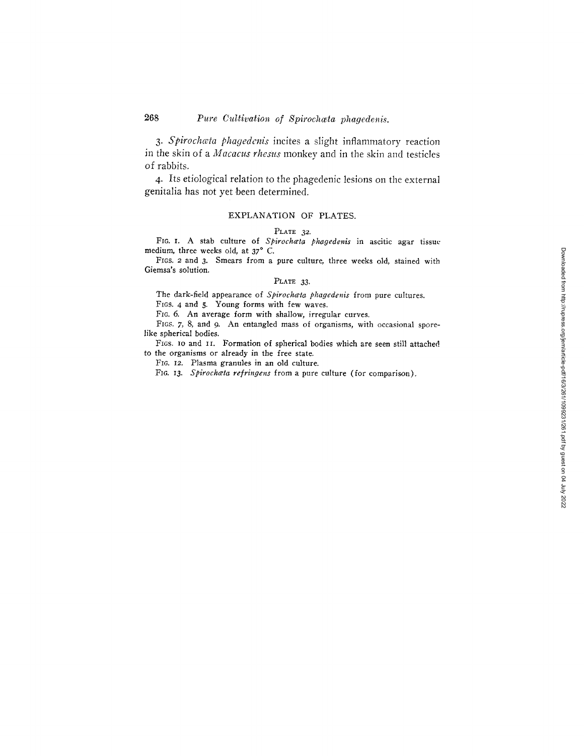3. *Spirochæta phagedenis* incites a slight inflammatory reaction in the skin of a *Macacus rhesus* monkey and in the skin and testicles of rabbits.

4. Its etiological relation to the phagedenic lesions on the external genitalia has not yet been determined.

## EXPLANATION OF PLATES.

### PLATE 32.

FIG. 1. A stab culture of *Spirochæta phagedenis* in ascitic agar tissue medium, three weeks old, at 37° C.

FIGS. 2 and 3. Smears from a pure culture, three weeks old, stained with Giemsa's solution.

### PLATE 33.

The dark-field appearance of *Spirochæta phagedenis* from pure cultures.

FIGS. 4 and 5. Young forms with few waves.

FIG. 6. An average form with shallow, irregular curves.

FIGS. 7, 8, and 9. An entangled mass of organisms, with occasional spore-like spherical bodies.

FIGS. 10 and 11. Formation of spherical bodies which are seen still attached to the organisms or already in the free state.

FIG. 12. Plasma granules in an old culture.

FIG. 13. *Spirochæta refringens* from a pure culture (for comparison).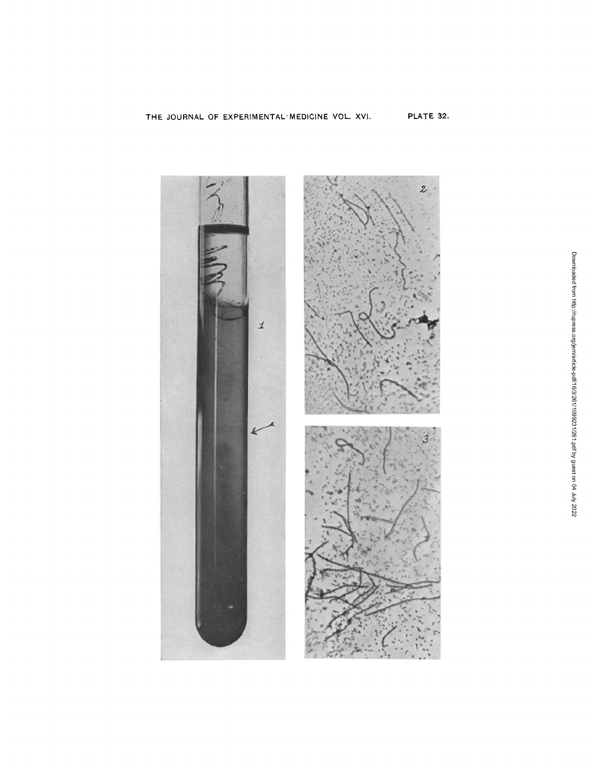THE JOURNAL OF EXPERIMENTAL MEDICINE VOL. XVI. PLATE 32.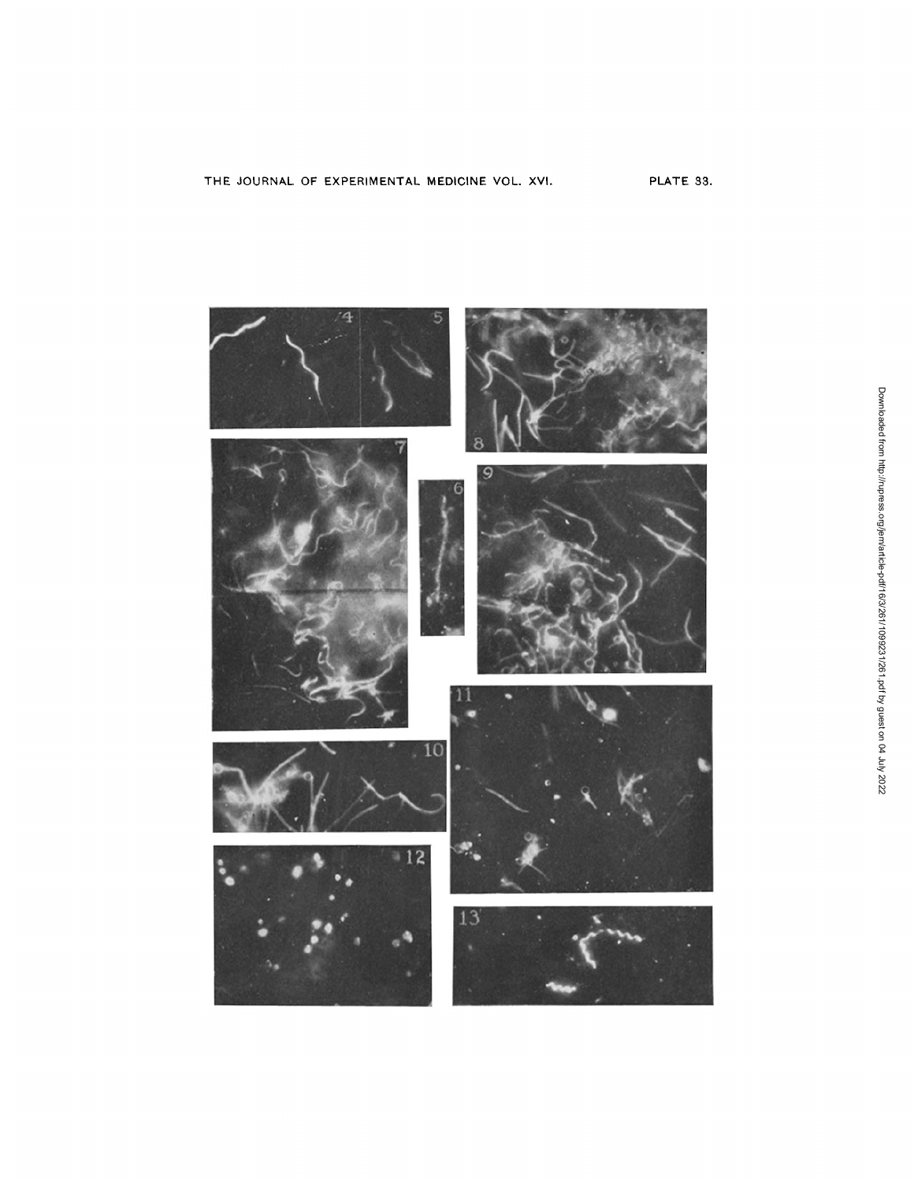THE JOURNAL OF EXPERIMENTAL MEDICINE VOL. XVI.

PLATE 33.